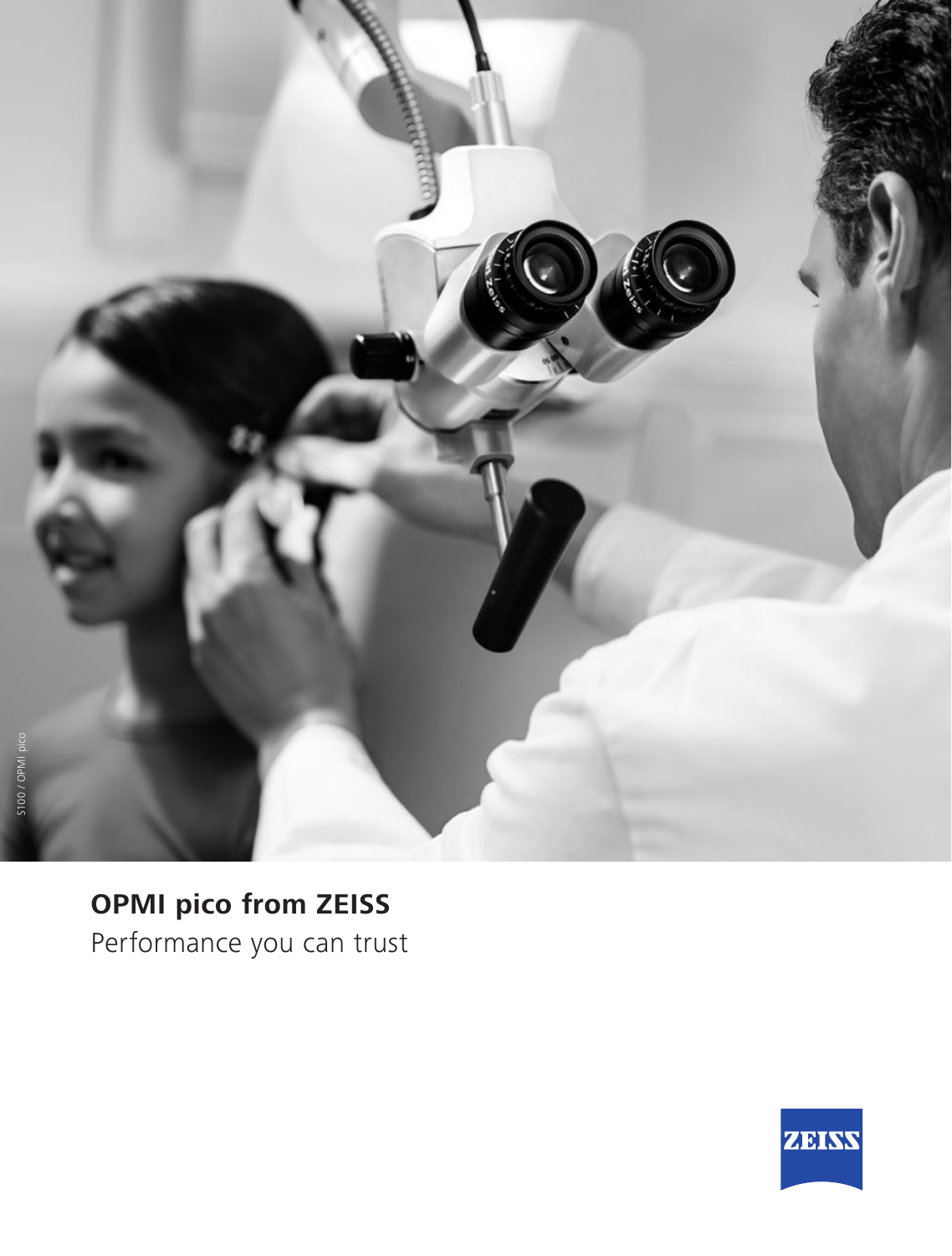# OPMI pico from ZEISS

Performance you can trust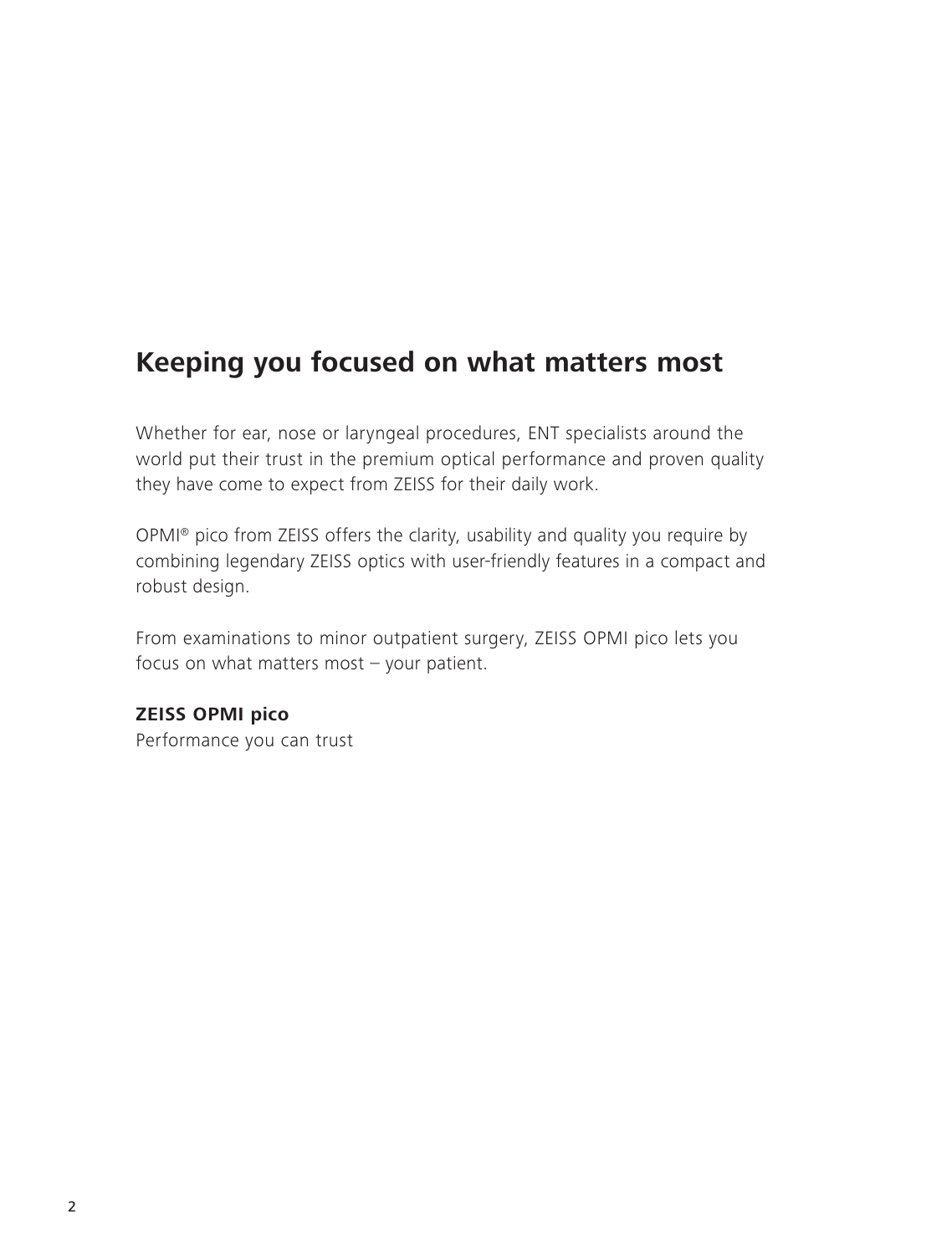## Keeping you focused on what matters most

Whether for ear, nose or laryngeal procedures, ENT specialists around the world put their trust in the premium optical performance and proven quality they have come to expect from ZEISS for their daily work.

OPMI® pico from ZEISS offers the clarity, usability and quality you require by combining legendary ZEISS optics with user-friendly features in a compact and robust design.

From examinations to minor outpatient surgery, ZEISS OPMI pico lets you focus on what matters most – your patient.

**ZEISS OPMI pico**
Performance you can trust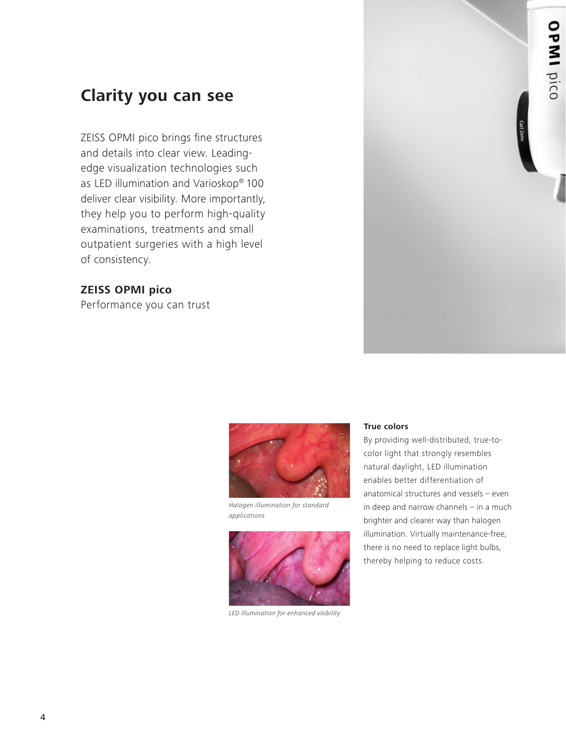## Clarity you can see

ZEISS OPMI pico brings fine structures and details into clear view. Leading-edge visualization technologies such as LED illumination and Varioskop® 100 deliver clear visibility. More importantly, they help you to perform high-quality examinations, treatments and small outpatient surgeries with a high level of consistency.

**ZEISS OPMI pico**
Performance you can trust

*Halogen illumination for standard applications*

*LED illumination for enhanced visibility*

**True colors**

By providing well-distributed, true-to-color light that strongly resembles natural daylight, LED illumination enables better differentiation of anatomical structures and vessels – even in deep and narrow channels – in a much brighter and clearer way than halogen illumination. Virtually maintenance-free, there is no need to replace light bulbs, thereby helping to reduce costs.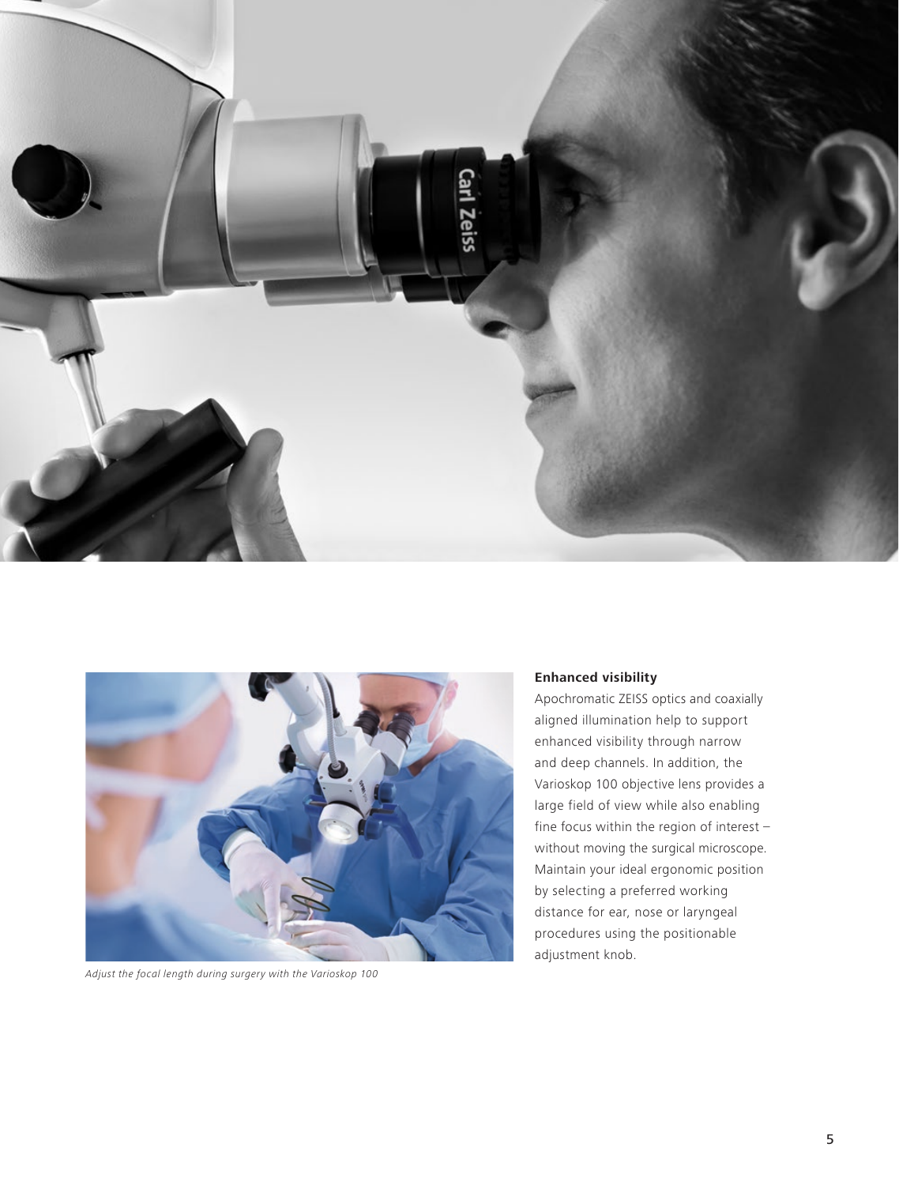*Adjust the focal length during surgery with the Varioskop 100*

**Enhanced visibility**

Apochromatic ZEISS optics and coaxially aligned illumination help to support enhanced visibility through narrow and deep channels. In addition, the Varioskop 100 objective lens provides a large field of view while also enabling fine focus within the region of interest – without moving the surgical microscope. Maintain your ideal ergonomic position by selecting a preferred working distance for ear, nose or laryngeal procedures using the positionable adjustment knob.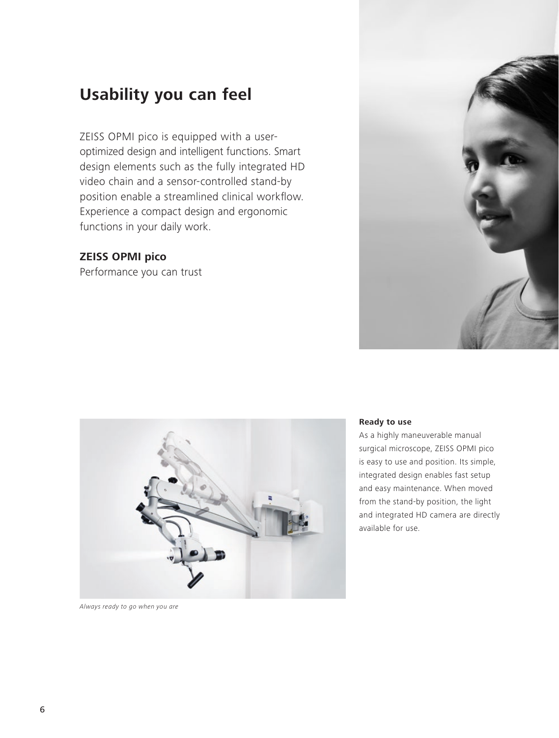## Usability you can feel

ZEISS OPMI pico is equipped with a user-optimized design and intelligent functions. Smart design elements such as the fully integrated HD video chain and a sensor-controlled stand-by position enable a streamlined clinical workflow. Experience a compact design and ergonomic functions in your daily work.

**ZEISS OPMI pico**
Performance you can trust

*Always ready to go when you are*

**Ready to use**

As a highly maneuverable manual surgical microscope, ZEISS OPMI pico is easy to use and position. Its simple, integrated design enables fast setup and easy maintenance. When moved from the stand-by position, the light and integrated HD camera are directly available for use.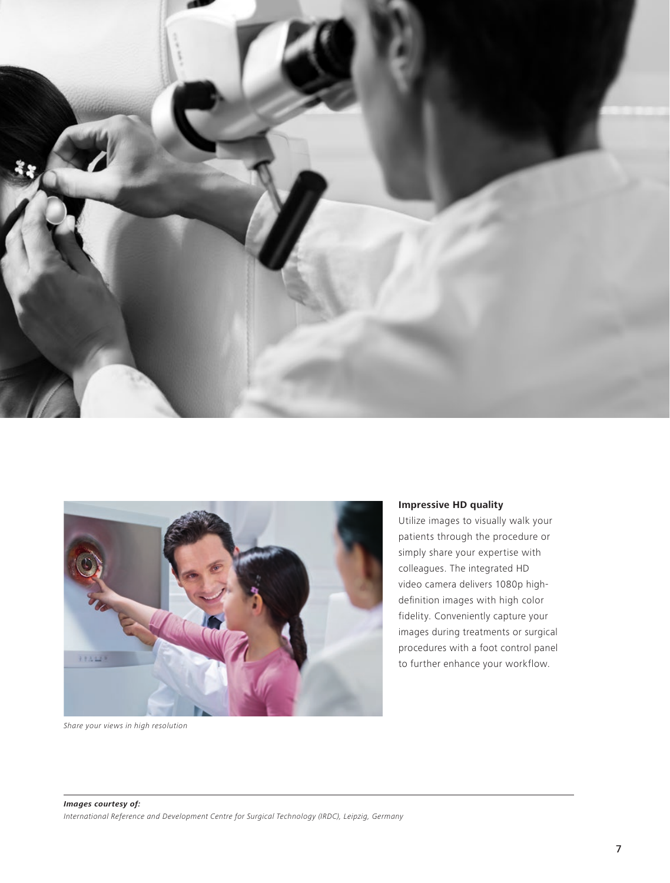### Impressive HD quality

Utilize images to visually walk your patients through the procedure or simply share your expertise with colleagues. The integrated HD video camera delivers 1080p high-definition images with high color fidelity. Conveniently capture your images during treatments or surgical procedures with a foot control panel to further enhance your workflow.

*Share your views in high resolution*

***Images courtesy of:***
*International Reference and Development Centre for Surgical Technology (IRDC), Leipzig, Germany*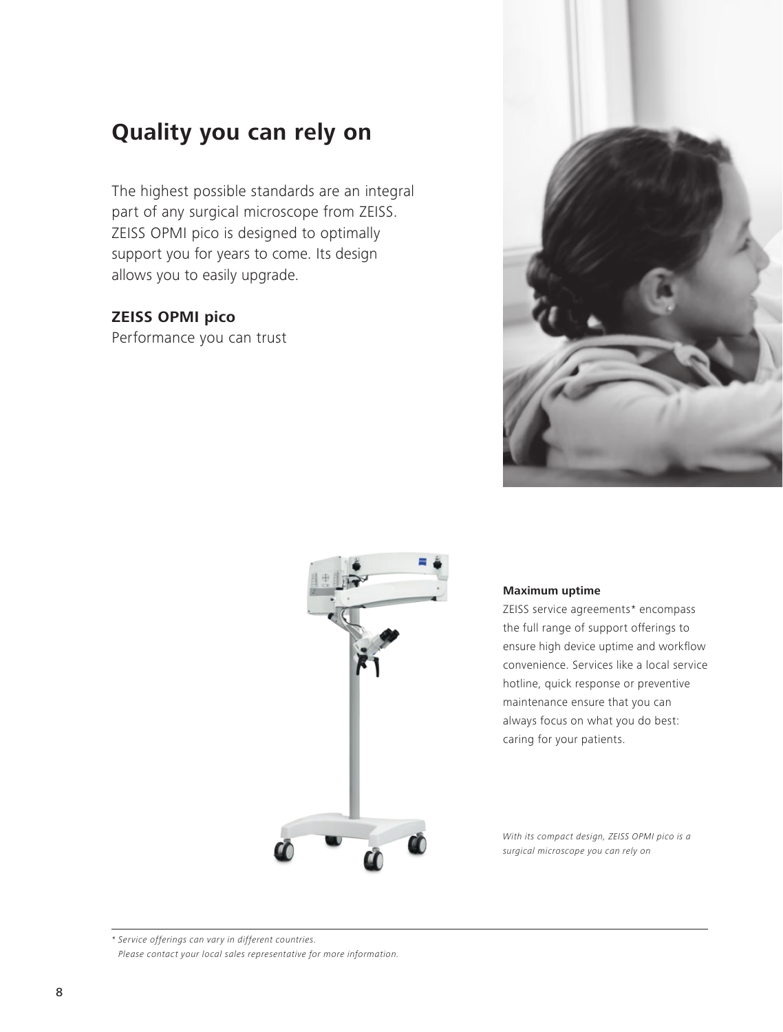## Quality you can rely on

The highest possible standards are an integral part of any surgical microscope from ZEISS. ZEISS OPMI pico is designed to optimally support you for years to come. Its design allows you to easily upgrade.

**ZEISS OPMI pico**
Performance you can trust

**Maximum uptime**

ZEISS service agreements* encompass the full range of support offerings to ensure high device uptime and workflow convenience. Services like a local service hotline, quick response or preventive maintenance ensure that you can always focus on what you do best: caring for your patients.

*With its compact design, ZEISS OPMI pico is a surgical microscope you can rely on*

*\* Service offerings can vary in different countries. Please contact your local sales representative for more information.*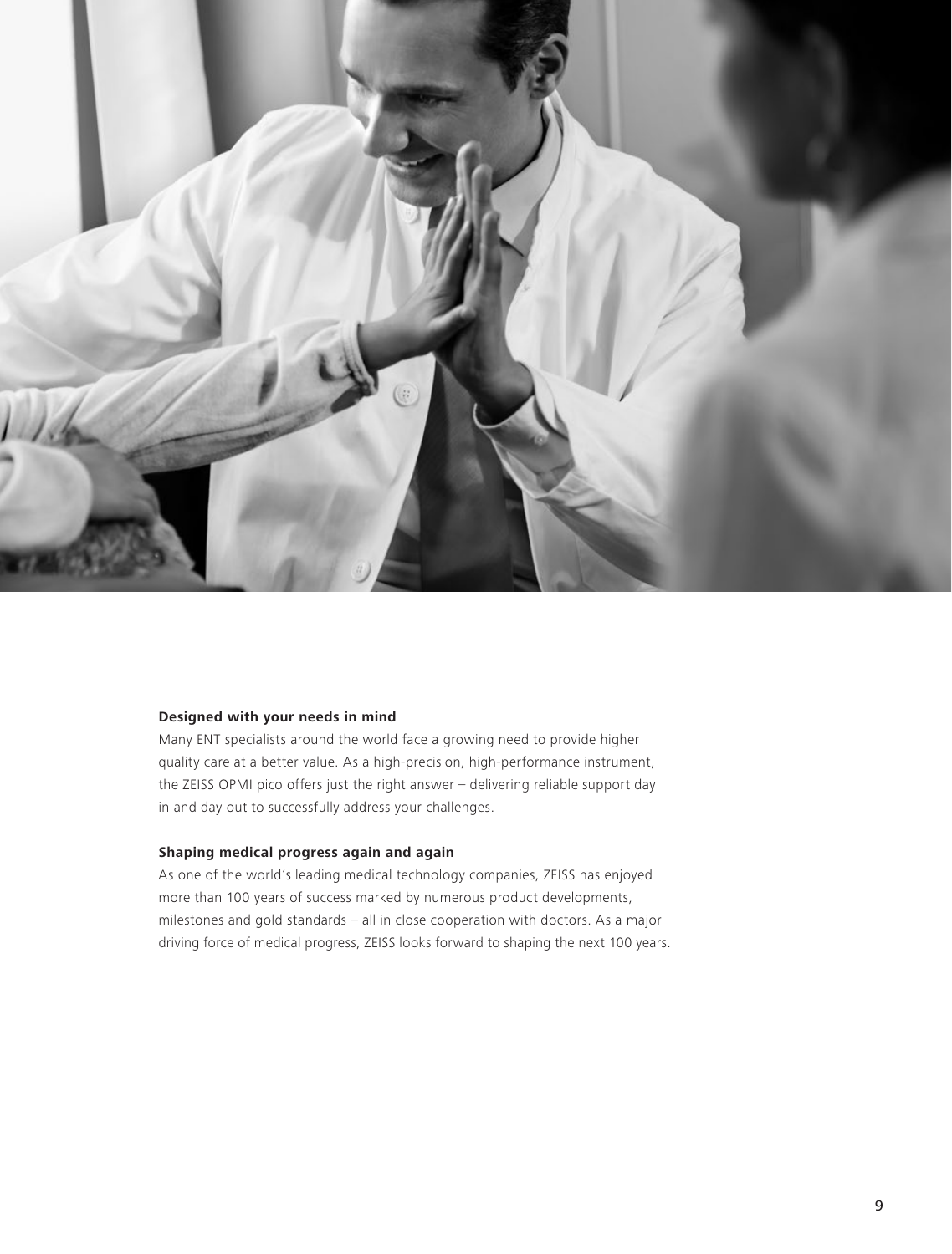**Designed with your needs in mind**

Many ENT specialists around the world face a growing need to provide higher quality care at a better value. As a high-precision, high-performance instrument, the ZEISS OPMI pico offers just the right answer – delivering reliable support day in and day out to successfully address your challenges.

**Shaping medical progress again and again**

As one of the world's leading medical technology companies, ZEISS has enjoyed more than 100 years of success marked by numerous product developments, milestones and gold standards – all in close cooperation with doctors. As a major driving force of medical progress, ZEISS looks forward to shaping the next 100 years.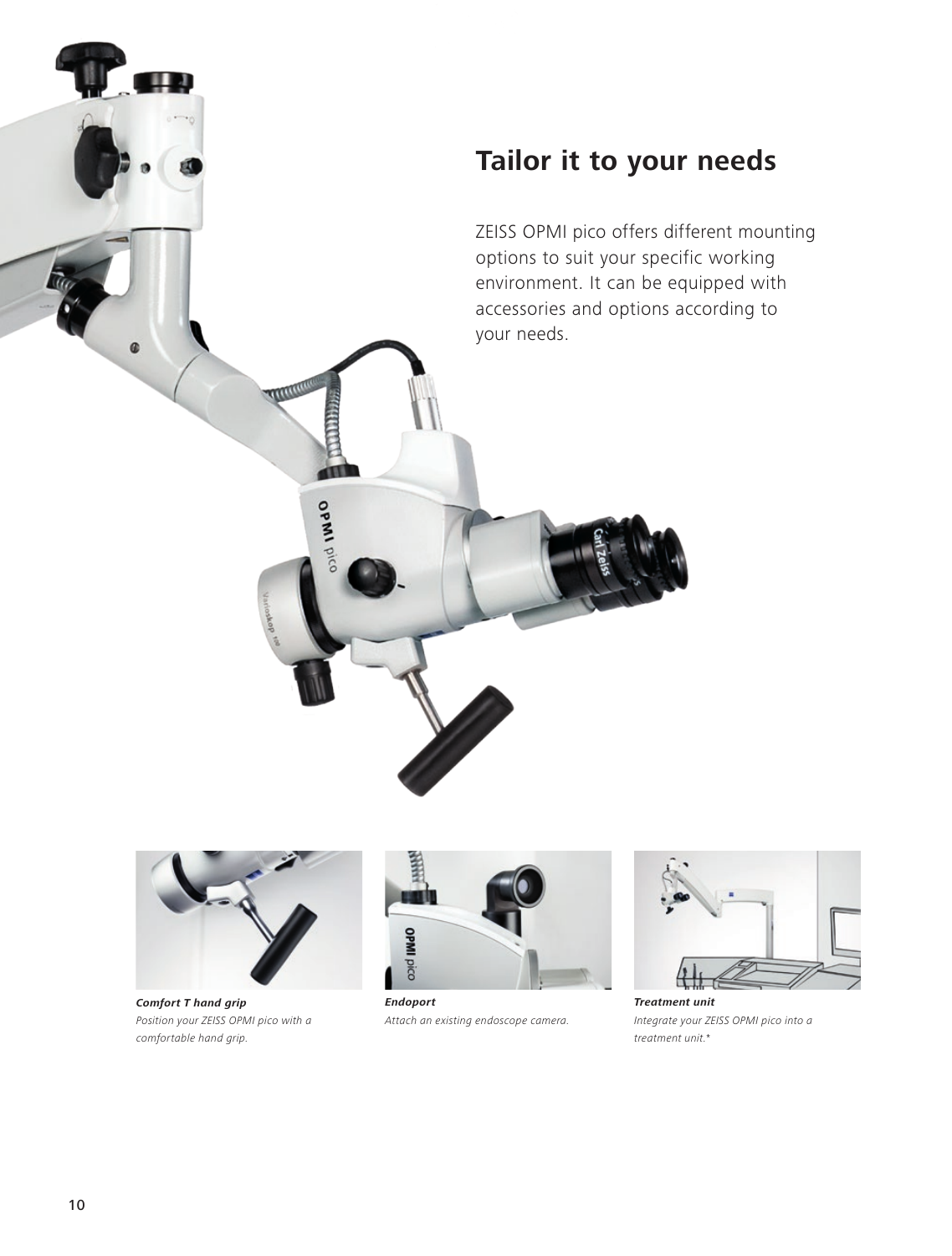## Tailor it to your needs

ZEISS OPMI pico offers different mounting options to suit your specific working environment. It can be equipped with accessories and options according to your needs.

***Comfort T hand grip***
*Position your ZEISS OPMI pico with a comfortable hand grip.*

***Endoport***
*Attach an existing endoscope camera.*

***Treatment unit***
*Integrate your ZEISS OPMI pico into a treatment unit.**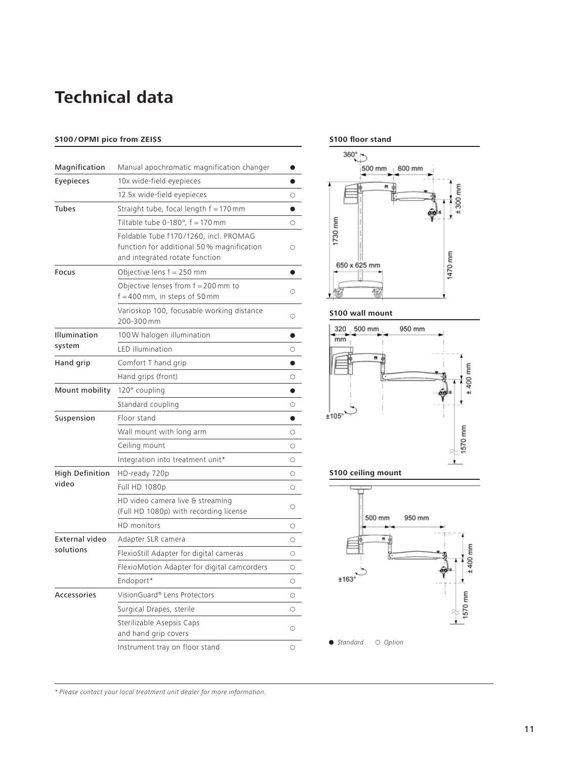# Technical data

### S100/OPMI pico from ZEISS

| | | |
|---|---|---|
| Magnification | Manual apochromatic magnification changer | ● |
| Eyepieces | 10x wide-field eyepieces | ● |
| | 12.5x wide-field eyepieces | ○ |
| Tubes | Straight tube, focal length f = 170 mm | ● |
| | Tiltable tube 0-180°, f = 170 mm | ○ |
| | Foldable Tube f170/f260, incl. PROMAG function for additional 50 % magnification and integrated rotate function | ○ |
| Focus | Objective lens f = 250 mm | ● |
| | Objective lenses from f = 200 mm to f = 400 mm, in steps of 50 mm | ○ |
| | Varioskop 100, focusable working distance 200-300 mm | ○ |
| Illumination system | 100 W halogen illumination | ● |
| | LED illumination | ○ |
| Hand grip | Comfort T hand grip | ● |
| | Hand grips (front) | ○ |
| Mount mobility | 120° coupling | ● |
| | Standard coupling | ○ |
| Suspension | Floor stand | ● |
| | Wall mount with long arm | ○ |
| | Ceiling mount | ○ |
| | Integration into treatment unit* | ○ |
| High Definition video | HD-ready 720p | ○ |
| | Full HD 1080p | ○ |
| | HD video camera live & streaming (Full HD 1080p) with recording license | ○ |
| | HD monitors | ○ |
| External video solutions | Adapter SLR camera | ○ |
| | FlexioStill Adapter for digital cameras | ○ |
| | FlexioMotion Adapter for digital camcorders | ○ |
| | Endoport* | ○ |
| Accessories | VisionGuard® Lens Protectors | ○ |
| | Surgical Drapes, sterile | ○ |
| | Sterilizable Asepsis Caps and hand grip covers | ○ |
| | Instrument tray on floor stand | ○ |

### S100 floor stand

360° | 500 mm | 600 mm | ± 300 mm | 1730 mm | 650 x 625 mm | 1470 mm

### S100 wall mount

320 mm | 500 mm | 950 mm | ± 400 mm | ±105° | 1570 mm

### S100 ceiling mount

500 mm | 950 mm | ± 400 mm | ±163° | 1570 mm

● *Standard* ○ *Option*

*\* Please contact your local treatment unit dealer for more information.*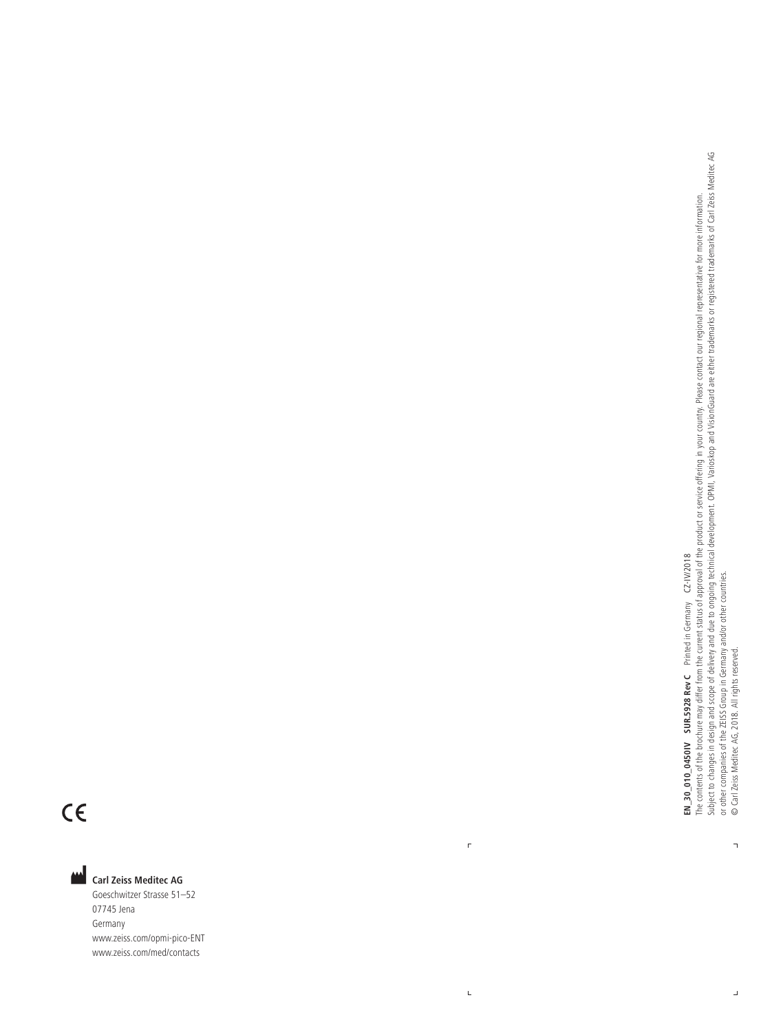**EN_30_010_0450IV SUR.5928 Rev C** Printed in Germany CZ-IV/2018

The contents of the brochure may differ from the current status of approval of the product or service offering in your country. Please contact our regional representative for more information.
Subject to changes in design and scope of delivery and due to ongoing technical development. OPMI, Varioskop and VisionGuard are either trademarks or registered trademarks of Carl Zeiss Meditec AG or other companies of the ZEISS Group in Germany and/or other countries.
© Carl Zeiss Meditec AG, 2018. All rights reserved.

CE

**Carl Zeiss Meditec AG**
Goeschwitzer Strasse 51–52
07745 Jena
Germany
www.zeiss.com/opmi-pico-ENT
www.zeiss.com/med/contacts